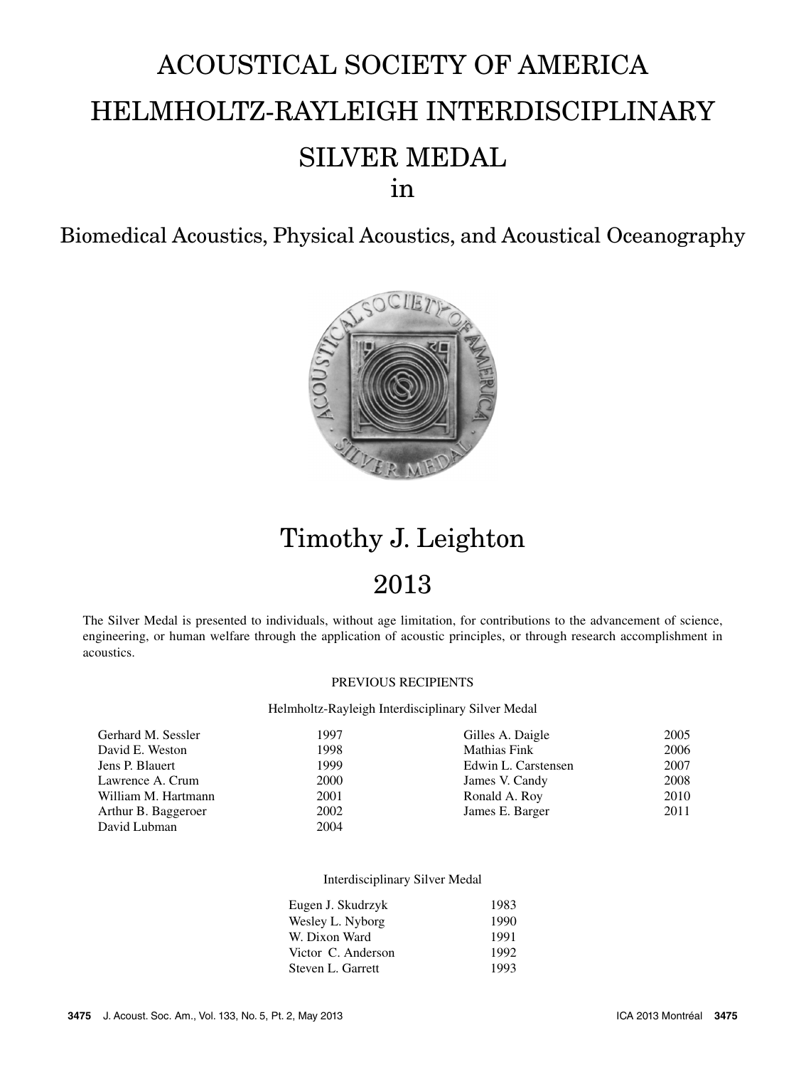# ACOUSTICAL SOCIETY OF AMERICA HELMHOLTZ-RAYLEIGH INTERDISCIPLINARY SILVER MEDAL

in

## Biomedical Acoustics, Physical Acoustics, and Acoustical Oceanography

# Timothy J. Leighton

# 2013

The Silver Medal is presented to individuals, without age limitation, for contributions to the advancement of science, engineering, or human welfare through the application of acoustic principles, or through research accomplishment in acoustics.

PREVIOUS RECIPIENTS

Helmholtz-Rayleigh Interdisciplinary Silver Medal

| | | | |
|---|---|---|---|
| Gerhard M. Sessler | 1997 | Gilles A. Daigle | 2005 |
| David E. Weston | 1998 | Mathias Fink | 2006 |
| Jens P. Blauert | 1999 | Edwin L. Carstensen | 2007 |
| Lawrence A. Crum | 2000 | James V. Candy | 2008 |
| William M. Hartmann | 2001 | Ronald A. Roy | 2010 |
| Arthur B. Baggeroer | 2002 | James E. Barger | 2011 |
| David Lubman | 2004 | | |

Interdisciplinary Silver Medal

| | |
|---|---|
| Eugen J. Skudrzyk | 1983 |
| Wesley L. Nyborg | 1990 |
| W. Dixon Ward | 1991 |
| Victor C. Anderson | 1992 |
| Steven L. Garrett | 1993 |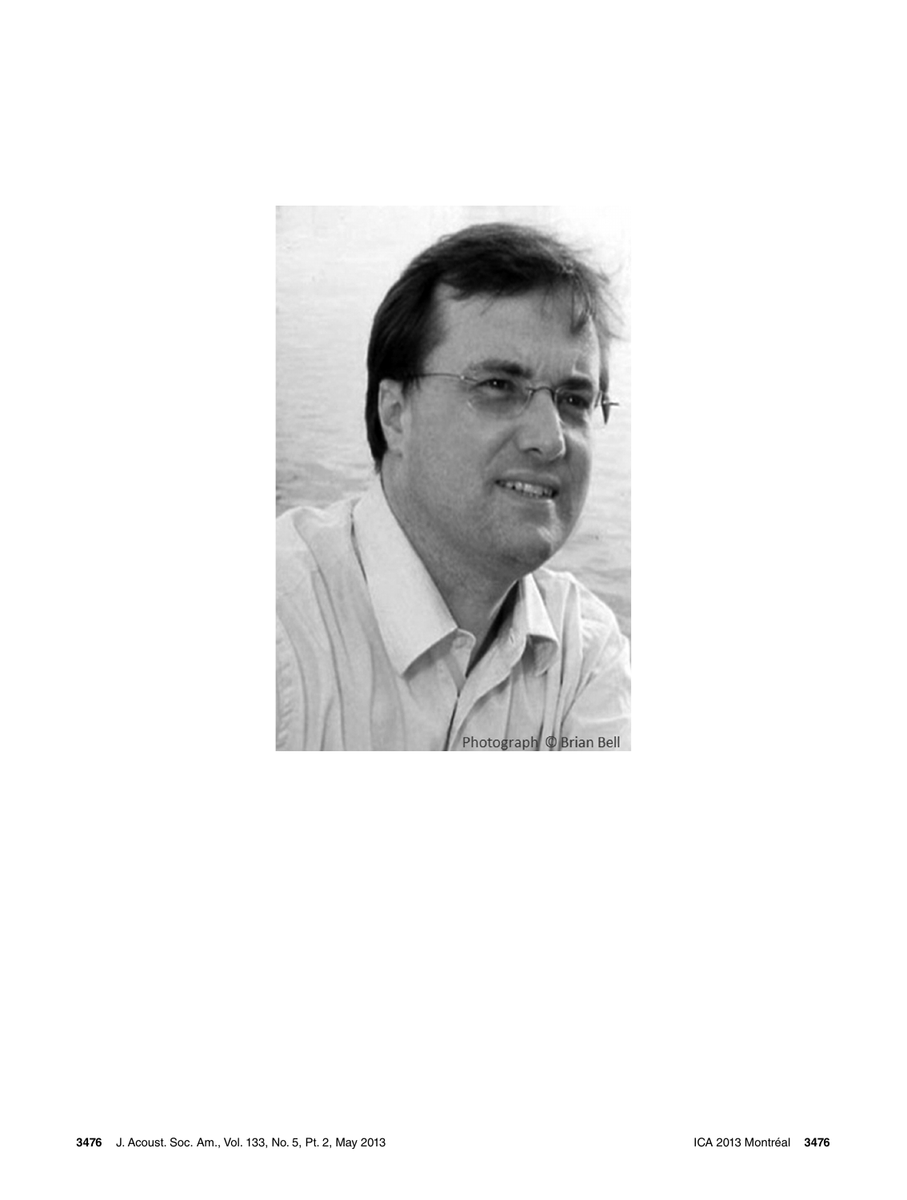Photograph © Brian Bell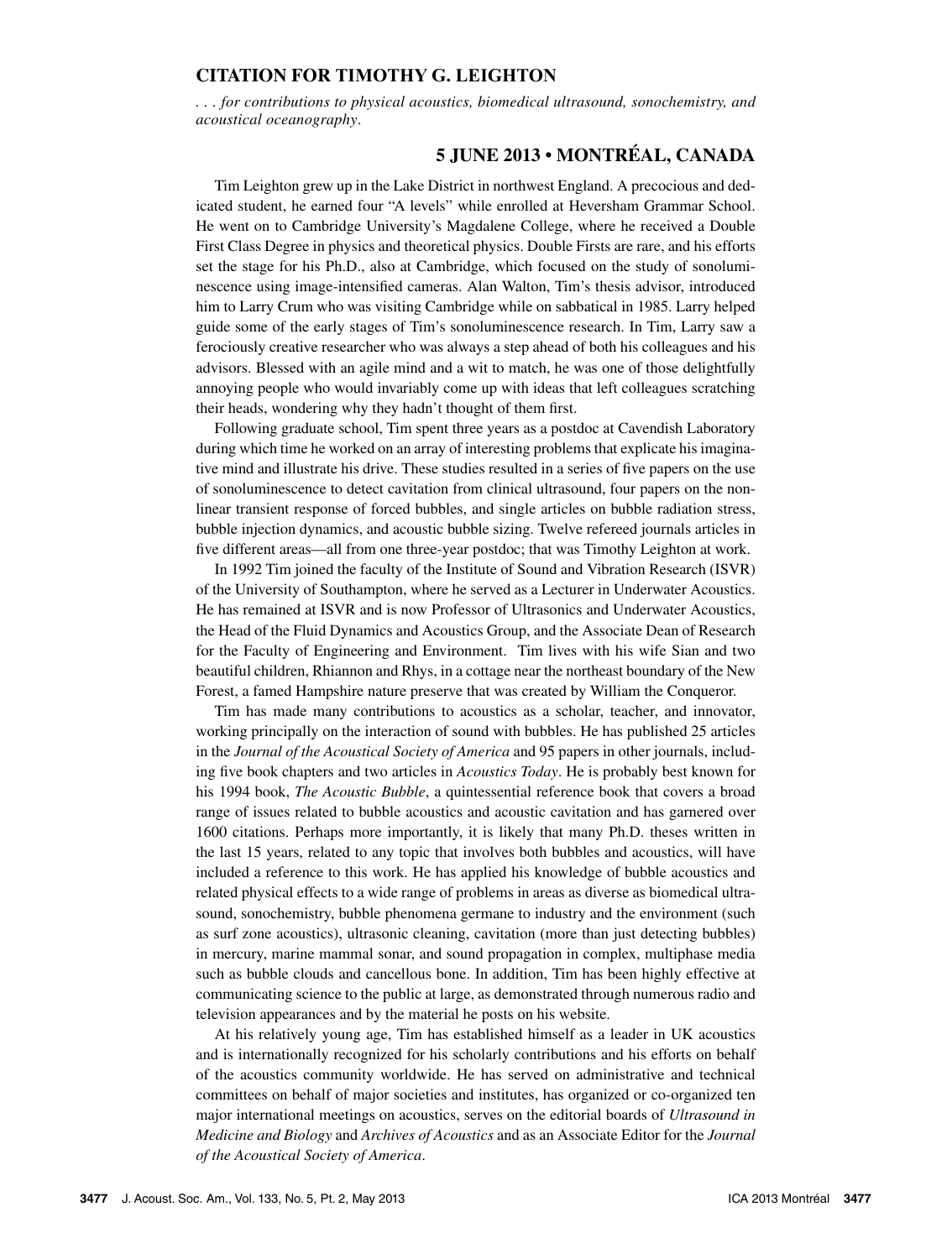## CITATION FOR TIMOTHY G. LEIGHTON

*. . . for contributions to physical acoustics, biomedical ultrasound, sonochemistry, and acoustical oceanography.*

### 5 JUNE 2013 • MONTRÉAL, CANADA

Tim Leighton grew up in the Lake District in northwest England. A precocious and dedicated student, he earned four "A levels" while enrolled at Heversham Grammar School. He went on to Cambridge University's Magdalene College, where he received a Double First Class Degree in physics and theoretical physics. Double Firsts are rare, and his efforts set the stage for his Ph.D., also at Cambridge, which focused on the study of sonoluminescence using image-intensified cameras. Alan Walton, Tim's thesis advisor, introduced him to Larry Crum who was visiting Cambridge while on sabbatical in 1985. Larry helped guide some of the early stages of Tim's sonoluminescence research. In Tim, Larry saw a ferociously creative researcher who was always a step ahead of both his colleagues and his advisors. Blessed with an agile mind and a wit to match, he was one of those delightfully annoying people who would invariably come up with ideas that left colleagues scratching their heads, wondering why they hadn't thought of them first.

Following graduate school, Tim spent three years as a postdoc at Cavendish Laboratory during which time he worked on an array of interesting problems that explicate his imaginative mind and illustrate his drive. These studies resulted in a series of five papers on the use of sonoluminescence to detect cavitation from clinical ultrasound, four papers on the nonlinear transient response of forced bubbles, and single articles on bubble radiation stress, bubble injection dynamics, and acoustic bubble sizing. Twelve refereed journals articles in five different areas—all from one three-year postdoc; that was Timothy Leighton at work.

In 1992 Tim joined the faculty of the Institute of Sound and Vibration Research (ISVR) of the University of Southampton, where he served as a Lecturer in Underwater Acoustics. He has remained at ISVR and is now Professor of Ultrasonics and Underwater Acoustics, the Head of the Fluid Dynamics and Acoustics Group, and the Associate Dean of Research for the Faculty of Engineering and Environment. Tim lives with his wife Sian and two beautiful children, Rhiannon and Rhys, in a cottage near the northeast boundary of the New Forest, a famed Hampshire nature preserve that was created by William the Conqueror.

Tim has made many contributions to acoustics as a scholar, teacher, and innovator, working principally on the interaction of sound with bubbles. He has published 25 articles in the *Journal of the Acoustical Society of America* and 95 papers in other journals, including five book chapters and two articles in *Acoustics Today*. He is probably best known for his 1994 book, *The Acoustic Bubble*, a quintessential reference book that covers a broad range of issues related to bubble acoustics and acoustic cavitation and has garnered over 1600 citations. Perhaps more importantly, it is likely that many Ph.D. theses written in the last 15 years, related to any topic that involves both bubbles and acoustics, will have included a reference to this work. He has applied his knowledge of bubble acoustics and related physical effects to a wide range of problems in areas as diverse as biomedical ultrasound, sonochemistry, bubble phenomena germane to industry and the environment (such as surf zone acoustics), ultrasonic cleaning, cavitation (more than just detecting bubbles) in mercury, marine mammal sonar, and sound propagation in complex, multiphase media such as bubble clouds and cancellous bone. In addition, Tim has been highly effective at communicating science to the public at large, as demonstrated through numerous radio and television appearances and by the material he posts on his website.

At his relatively young age, Tim has established himself as a leader in UK acoustics and is internationally recognized for his scholarly contributions and his efforts on behalf of the acoustics community worldwide. He has served on administrative and technical committees on behalf of major societies and institutes, has organized or co-organized ten major international meetings on acoustics, serves on the editorial boards of *Ultrasound in Medicine and Biology* and *Archives of Acoustics* and as an Associate Editor for the *Journal of the Acoustical Society of America*.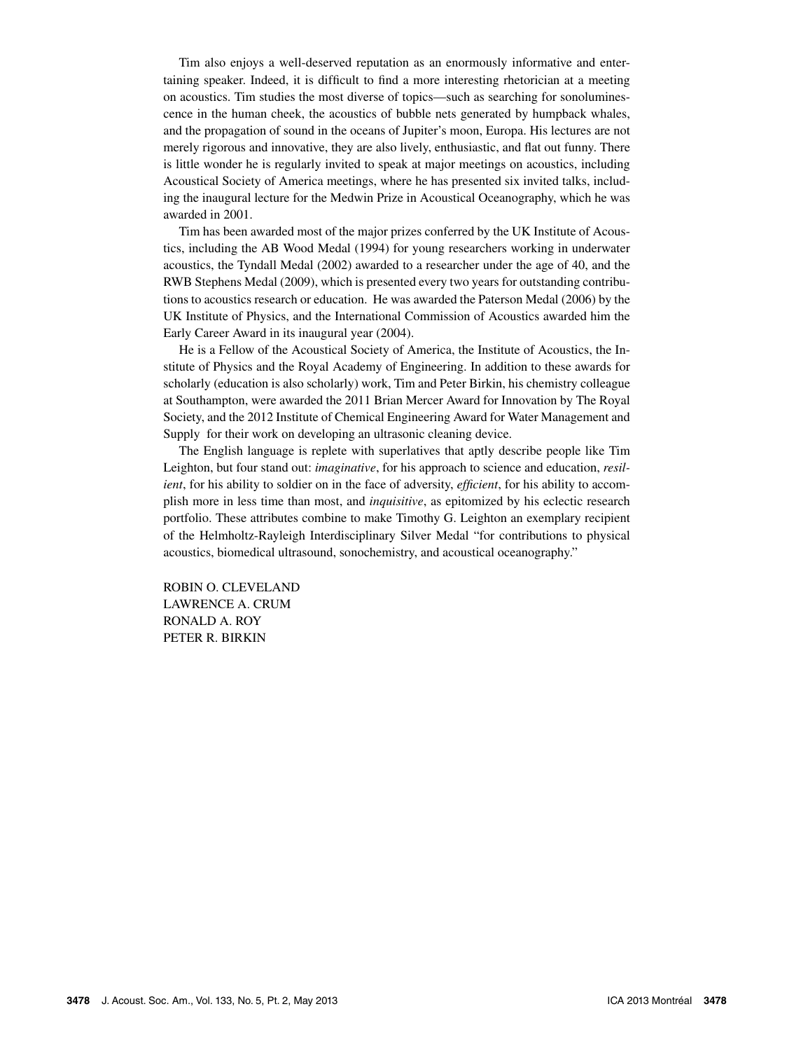Tim also enjoys a well-deserved reputation as an enormously informative and entertaining speaker. Indeed, it is difficult to find a more interesting rhetorician at a meeting on acoustics. Tim studies the most diverse of topics—such as searching for sonoluminescence in the human cheek, the acoustics of bubble nets generated by humpback whales, and the propagation of sound in the oceans of Jupiter's moon, Europa. His lectures are not merely rigorous and innovative, they are also lively, enthusiastic, and flat out funny. There is little wonder he is regularly invited to speak at major meetings on acoustics, including Acoustical Society of America meetings, where he has presented six invited talks, including the inaugural lecture for the Medwin Prize in Acoustical Oceanography, which he was awarded in 2001.

Tim has been awarded most of the major prizes conferred by the UK Institute of Acoustics, including the AB Wood Medal (1994) for young researchers working in underwater acoustics, the Tyndall Medal (2002) awarded to a researcher under the age of 40, and the RWB Stephens Medal (2009), which is presented every two years for outstanding contributions to acoustics research or education. He was awarded the Paterson Medal (2006) by the UK Institute of Physics, and the International Commission of Acoustics awarded him the Early Career Award in its inaugural year (2004).

He is a Fellow of the Acoustical Society of America, the Institute of Acoustics, the Institute of Physics and the Royal Academy of Engineering. In addition to these awards for scholarly (education is also scholarly) work, Tim and Peter Birkin, his chemistry colleague at Southampton, were awarded the 2011 Brian Mercer Award for Innovation by The Royal Society, and the 2012 Institute of Chemical Engineering Award for Water Management and Supply for their work on developing an ultrasonic cleaning device.

The English language is replete with superlatives that aptly describe people like Tim Leighton, but four stand out: *imaginative*, for his approach to science and education, *resilient*, for his ability to soldier on in the face of adversity, *efficient*, for his ability to accomplish more in less time than most, and *inquisitive*, as epitomized by his eclectic research portfolio. These attributes combine to make Timothy G. Leighton an exemplary recipient of the Helmholtz-Rayleigh Interdisciplinary Silver Medal "for contributions to physical acoustics, biomedical ultrasound, sonochemistry, and acoustical oceanography."

ROBIN O. CLEVELAND  
LAWRENCE A. CRUM  
RONALD A. ROY  
PETER R. BIRKIN